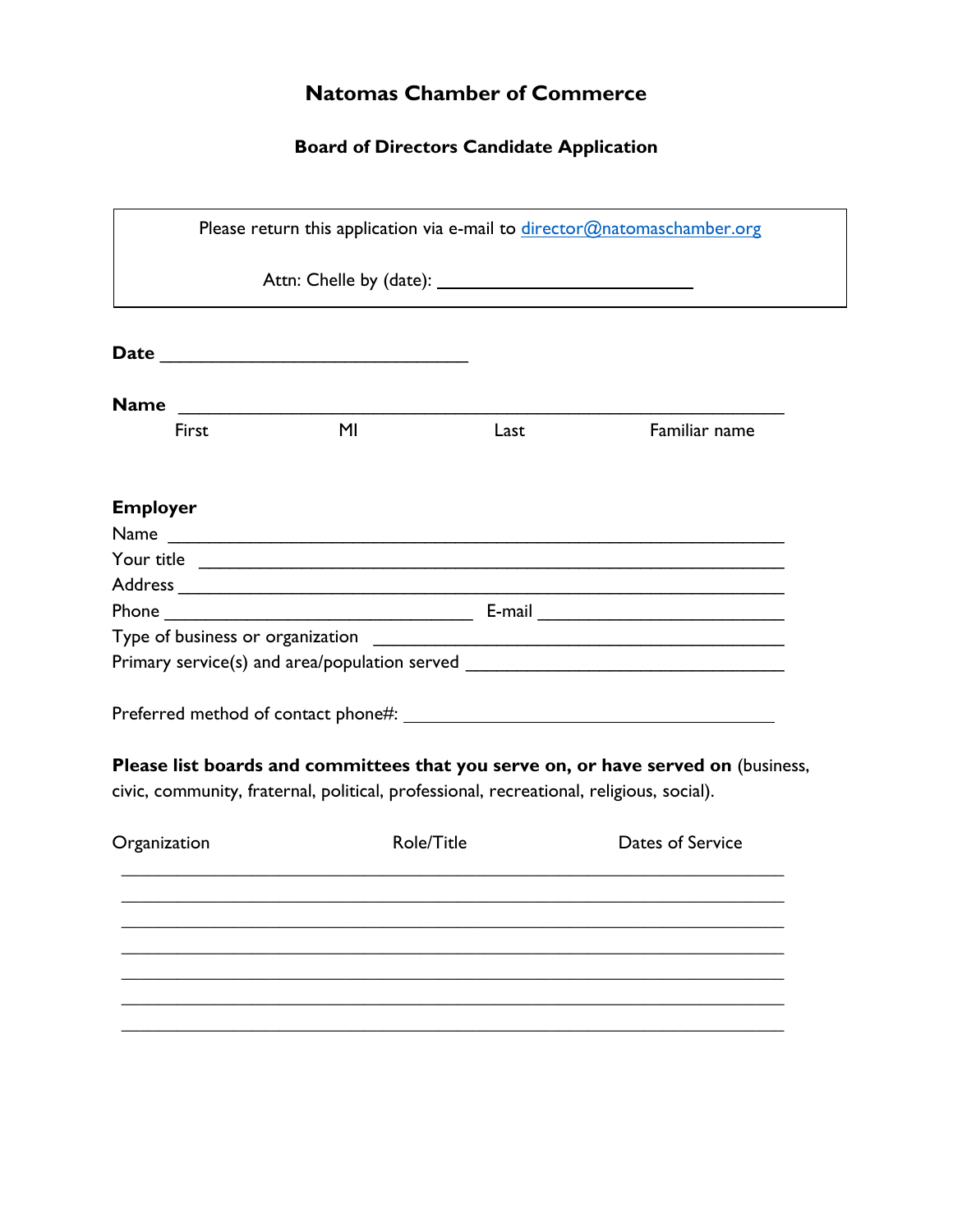# Natomas Chamber of Commerce

## Board of Directors Candidate Application

Please return this application via e-mail to director@natomaschamber.org

Attn: Chelle by (date): ___________________________

**Date** ________________________________

**Name** ______________________________________________________________

First MI Last Familiar name

**Employer**

Name ______________________________________________________________

Your title ___________________________________________________________

Address _____________________________________________________________

Phone ________________________________ E-mail __________________________

Type of business or organization ___________________________________________

Primary service(s) and area/population served _________________________________

Preferred method of contact phone#: ______________________________________

**Please list boards and committees that you serve on, or have served on** (business, civic, community, fraternal, political, professional, recreational, religious, social).

| Organization | Role/Title | Dates of Service |
| --- | --- | --- |
| | | |
| | | |
| | | |
| | | |
| | | |
| | | |
| | | |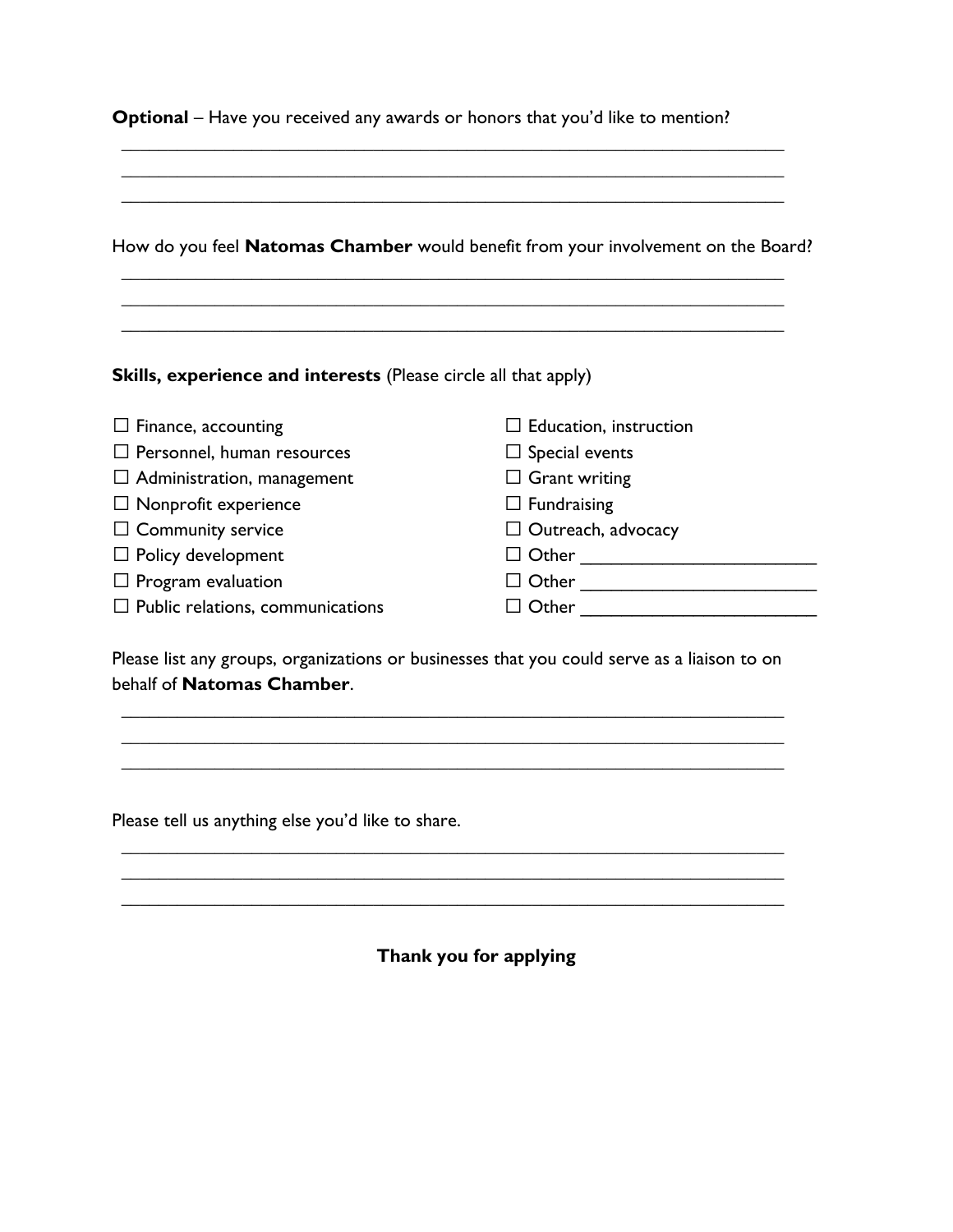**Optional** – Have you received any awards or honors that you'd like to mention?

\_\_\_\_\_\_\_\_\_\_\_\_\_\_\_\_\_\_\_\_\_\_\_\_\_\_\_\_\_\_\_\_\_\_\_\_\_\_\_\_\_\_\_\_\_\_\_\_\_\_\_\_\_\_\_\_\_\_\_\_\_\_\_\_

\_\_\_\_\_\_\_\_\_\_\_\_\_\_\_\_\_\_\_\_\_\_\_\_\_\_\_\_\_\_\_\_\_\_\_\_\_\_\_\_\_\_\_\_\_\_\_\_\_\_\_\_\_\_\_\_\_\_\_\_\_\_\_\_

\_\_\_\_\_\_\_\_\_\_\_\_\_\_\_\_\_\_\_\_\_\_\_\_\_\_\_\_\_\_\_\_\_\_\_\_\_\_\_\_\_\_\_\_\_\_\_\_\_\_\_\_\_\_\_\_\_\_\_\_\_\_\_\_

How do you feel **Natomas Chamber** would benefit from your involvement on the Board?

\_\_\_\_\_\_\_\_\_\_\_\_\_\_\_\_\_\_\_\_\_\_\_\_\_\_\_\_\_\_\_\_\_\_\_\_\_\_\_\_\_\_\_\_\_\_\_\_\_\_\_\_\_\_\_\_\_\_\_\_\_\_\_\_

\_\_\_\_\_\_\_\_\_\_\_\_\_\_\_\_\_\_\_\_\_\_\_\_\_\_\_\_\_\_\_\_\_\_\_\_\_\_\_\_\_\_\_\_\_\_\_\_\_\_\_\_\_\_\_\_\_\_\_\_\_\_\_\_

\_\_\_\_\_\_\_\_\_\_\_\_\_\_\_\_\_\_\_\_\_\_\_\_\_\_\_\_\_\_\_\_\_\_\_\_\_\_\_\_\_\_\_\_\_\_\_\_\_\_\_\_\_\_\_\_\_\_\_\_\_\_\_\_

**Skills, experience and interests** (Please circle all that apply)

- ☐ Finance, accounting
- ☐ Personnel, human resources
- ☐ Administration, management
- ☐ Nonprofit experience
- ☐ Community service
- ☐ Policy development
- ☐ Program evaluation
- ☐ Public relations, communications
- ☐ Education, instruction
- ☐ Special events
- ☐ Grant writing
- ☐ Fundraising
- ☐ Outreach, advocacy
- ☐ Other \_\_\_\_\_\_\_\_\_\_\_\_\_\_\_\_\_\_\_\_\_\_\_\_
- ☐ Other \_\_\_\_\_\_\_\_\_\_\_\_\_\_\_\_\_\_\_\_\_\_\_\_
- ☐ Other \_\_\_\_\_\_\_\_\_\_\_\_\_\_\_\_\_\_\_\_\_\_\_\_

Please list any groups, organizations or businesses that you could serve as a liaison to on behalf of **Natomas Chamber**.

\_\_\_\_\_\_\_\_\_\_\_\_\_\_\_\_\_\_\_\_\_\_\_\_\_\_\_\_\_\_\_\_\_\_\_\_\_\_\_\_\_\_\_\_\_\_\_\_\_\_\_\_\_\_\_\_\_\_\_\_\_\_\_\_

\_\_\_\_\_\_\_\_\_\_\_\_\_\_\_\_\_\_\_\_\_\_\_\_\_\_\_\_\_\_\_\_\_\_\_\_\_\_\_\_\_\_\_\_\_\_\_\_\_\_\_\_\_\_\_\_\_\_\_\_\_\_\_\_

\_\_\_\_\_\_\_\_\_\_\_\_\_\_\_\_\_\_\_\_\_\_\_\_\_\_\_\_\_\_\_\_\_\_\_\_\_\_\_\_\_\_\_\_\_\_\_\_\_\_\_\_\_\_\_\_\_\_\_\_\_\_\_\_

Please tell us anything else you'd like to share.

\_\_\_\_\_\_\_\_\_\_\_\_\_\_\_\_\_\_\_\_\_\_\_\_\_\_\_\_\_\_\_\_\_\_\_\_\_\_\_\_\_\_\_\_\_\_\_\_\_\_\_\_\_\_\_\_\_\_\_\_\_\_\_\_

\_\_\_\_\_\_\_\_\_\_\_\_\_\_\_\_\_\_\_\_\_\_\_\_\_\_\_\_\_\_\_\_\_\_\_\_\_\_\_\_\_\_\_\_\_\_\_\_\_\_\_\_\_\_\_\_\_\_\_\_\_\_\_\_

\_\_\_\_\_\_\_\_\_\_\_\_\_\_\_\_\_\_\_\_\_\_\_\_\_\_\_\_\_\_\_\_\_\_\_\_\_\_\_\_\_\_\_\_\_\_\_\_\_\_\_\_\_\_\_\_\_\_\_\_\_\_\_\_

**Thank you for applying**